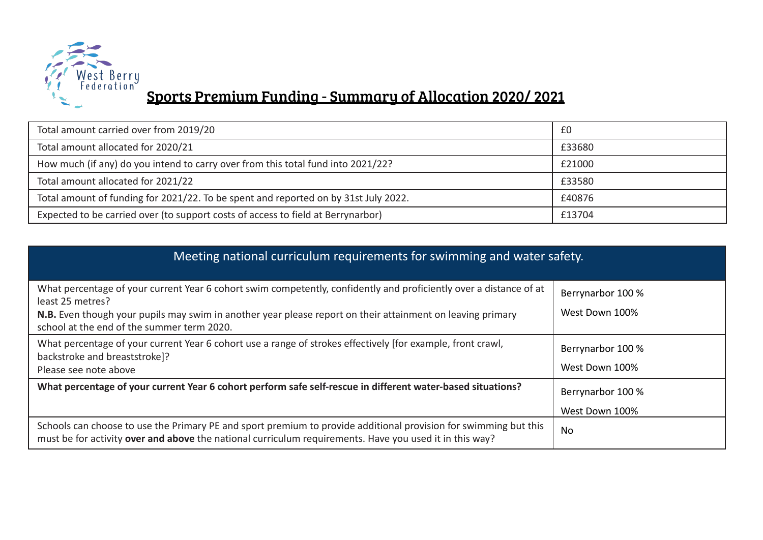West Berry Federation

# Sports Premium Funding - Summary of Allocation 2020/ 2021

| | |
|---|---|
| Total amount carried over from 2019/20 | £0 |
| Total amount allocated for 2020/21 | £33680 |
| How much (if any) do you intend to carry over from this total fund into 2021/22? | £21000 |
| Total amount allocated for 2021/22 | £33580 |
| Total amount of funding for 2021/22. To be spent and reported on by 31st July 2022. | £40876 |
| Expected to be carried over (to support costs of access to field at Berrynarbor) | £13704 |

| Meeting national curriculum requirements for swimming and water safety. | |
|---|---|
| What percentage of your current Year 6 cohort swim competently, confidently and proficiently over a distance of at least 25 metres?<br>**N.B.** Even though your pupils may swim in another year please report on their attainment on leaving primary school at the end of the summer term 2020. | Berrynarbor 100 %<br>West Down 100% |
| What percentage of your current Year 6 cohort use a range of strokes effectively [for example, front crawl, backstroke and breaststroke]?<br>Please see note above | Berrynarbor 100 %<br>West Down 100% |
| **What percentage of your current Year 6 cohort perform safe self-rescue in different water-based situations?** | Berrynarbor 100 %<br>West Down 100% |
| Schools can choose to use the Primary PE and sport premium to provide additional provision for swimming but this must be for activity **over and above** the national curriculum requirements. Have you used it in this way? | No |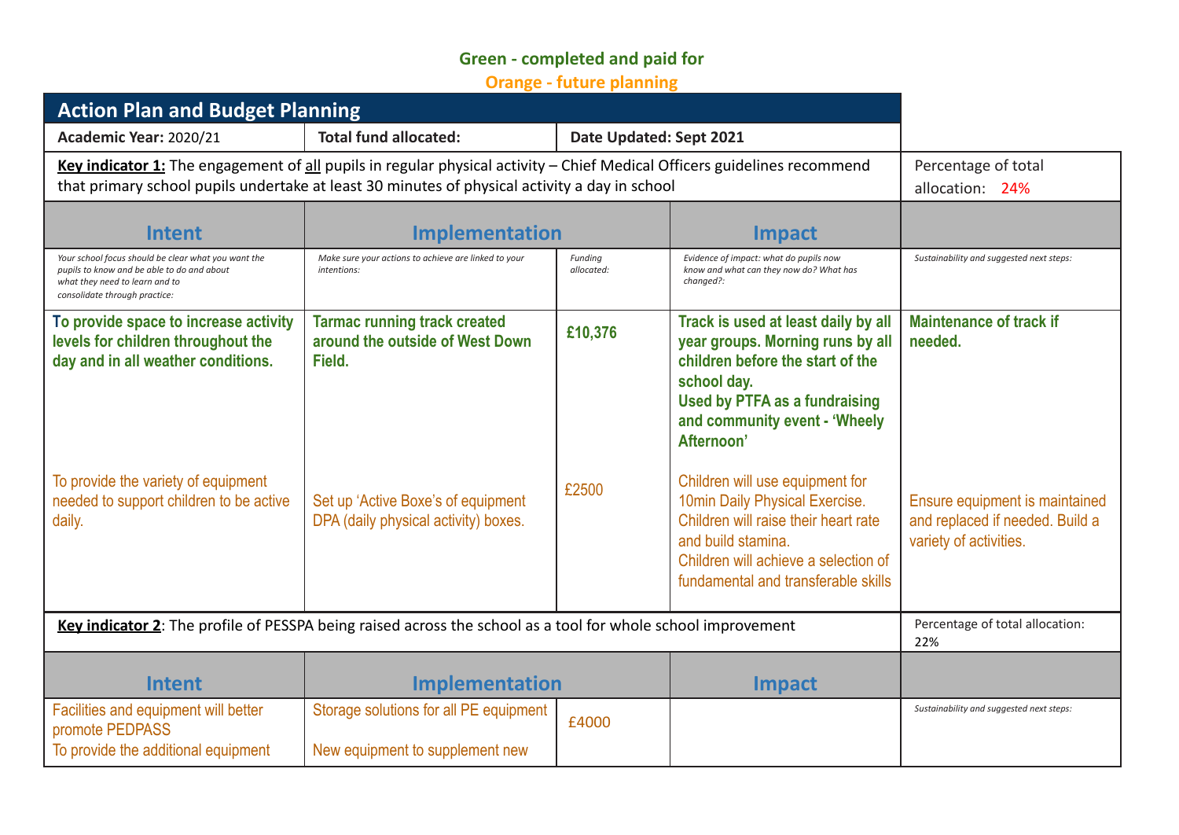**Green - completed and paid for**

**Orange - future planning**

| **Action Plan and Budget Planning** | | | | |
|---|---|---|---|---|
| **Academic Year:** 2020/21 | **Total fund allocated:** | **Date Updated: Sept 2021** | | |
| **Key indicator 1:** The engagement of all pupils in regular physical activity – Chief Medical Officers guidelines recommend that primary school pupils undertake at least 30 minutes of physical activity a day in school | | | | Percentage of total allocation: 24% |
| **Intent** | **Implementation** | | **Impact** | |
| *Your school focus should be clear what you want the pupils to know and be able to do and about what they need to learn and to consolidate through practice:* | *Make sure your actions to achieve are linked to your intentions:* | *Funding allocated:* | *Evidence of impact: what do pupils now know and what can they now do? What has changed?:* | *Sustainability and suggested next steps:* |
| **To provide space to increase activity levels for children throughout the day and in all weather conditions.** | **Tarmac running track created around the outside of West Down Field.** | **£10,376** | **Track is used at least daily by all year groups. Morning runs by all children before the start of the school day.<br>Used by PTFA as a fundraising and community event - 'Wheely Afternoon'** | **Maintenance of track if needed.** |
| To provide the variety of equipment needed to support children to be active daily. | Set up 'Active Boxe's of equipment DPA (daily physical activity) boxes. | £2500 | Children will use equipment for 10min Daily Physical Exercise.<br>Children will raise their heart rate and build stamina.<br>Children will achieve a selection of fundamental and transferable skills | Ensure equipment is maintained and replaced if needed. Build a variety of activities. |
| **Key indicator 2**: The profile of PESSPA being raised across the school as a tool for whole school improvement | | | | Percentage of total allocation: 22% |
| **Intent** | **Implementation** | | **Impact** | |
| Facilities and equipment will better promote PEDPASS<br>To provide the additional equipment | Storage solutions for all PE equipment<br><br>New equipment to supplement new | £4000 | | *Sustainability and suggested next steps:* |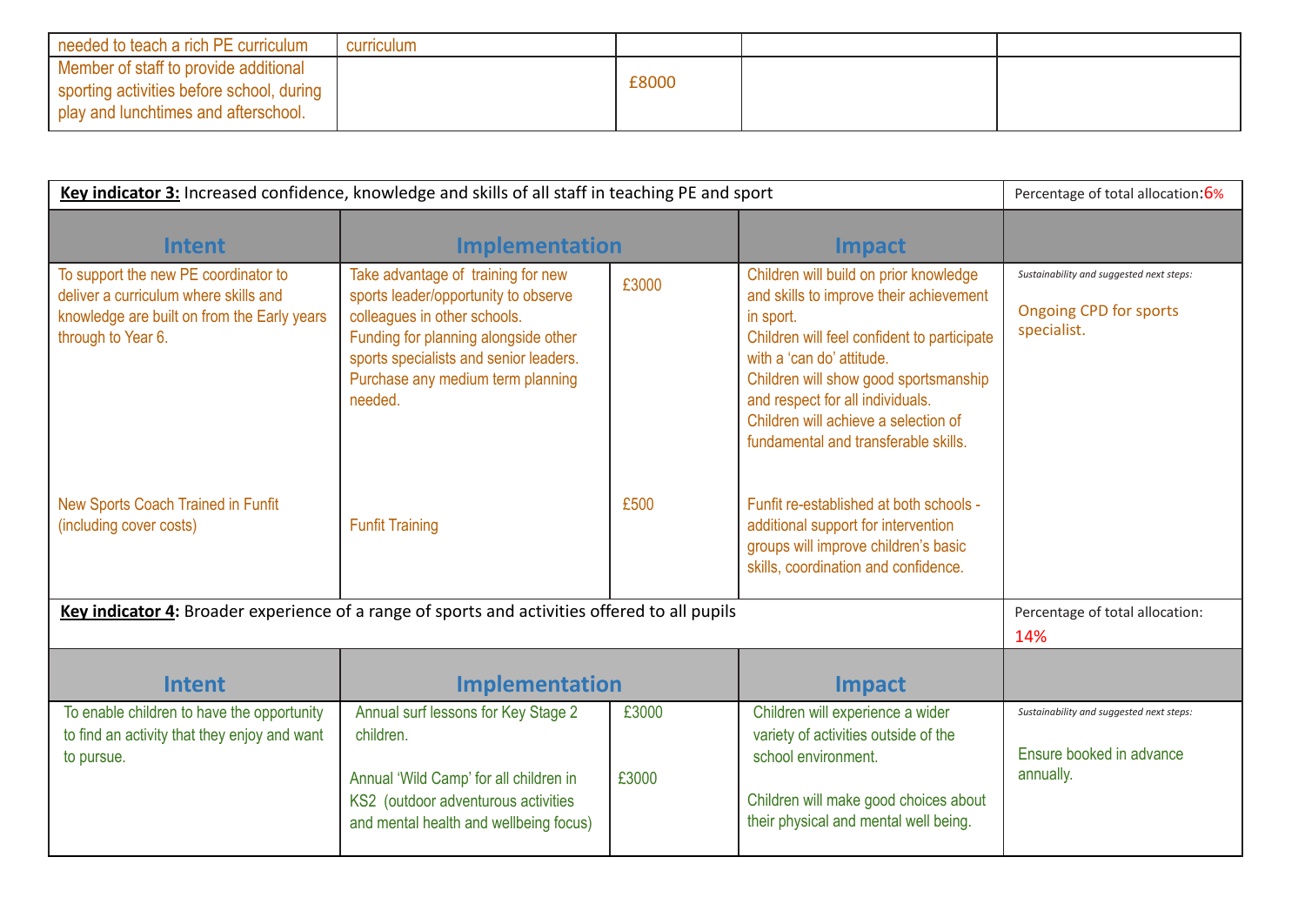| | | | | |
|---|---|---|---|---|
| needed to teach a rich PE curriculum | curriculum | | | |
| Member of staff to provide additional sporting activities before school, during play and lunchtimes and afterschool. | | £8000 | | |

| **Key indicator 3:** Increased confidence, knowledge and skills of all staff in teaching PE and sport | | | | Percentage of total allocation: 6% |
|---|---|---|---|---|
| **Intent** | **Implementation** | | **Impact** | |
| To support the new PE coordinator to deliver a curriculum where skills and knowledge are built on from the Early years through to Year 6. | Take advantage of training for new sports leader/opportunity to observe colleagues in other schools.<br>Funding for planning alongside other sports specialists and senior leaders.<br>Purchase any medium term planning needed. | £3000 | Children will build on prior knowledge and skills to improve their achievement in sport.<br>Children will feel confident to participate with a 'can do' attitude.<br>Children will show good sportsmanship and respect for all individuals.<br>Children will achieve a selection of fundamental and transferable skills. | *Sustainability and suggested next steps:*<br>Ongoing CPD for sports specialist. |
| New Sports Coach Trained in Funfit (including cover costs) | Funfit Training | £500 | Funfit re-established at both schools - additional support for intervention groups will improve children's basic skills, coordination and confidence. | |

| **Key indicator 4:** Broader experience of a range of sports and activities offered to all pupils | | | | Percentage of total allocation: 14% |
|---|---|---|---|---|
| **Intent** | **Implementation** | | **Impact** | |
| To enable children to have the opportunity to find an activity that they enjoy and want to pursue. | Annual surf lessons for Key Stage 2 children.<br><br>Annual 'Wild Camp' for all children in KS2 (outdoor adventurous activities and mental health and wellbeing focus) | £3000<br><br>£3000 | Children will experience a wider variety of activities outside of the school environment.<br><br>Children will make good choices about their physical and mental well being. | *Sustainability and suggested next steps:*<br>Ensure booked in advance annually. |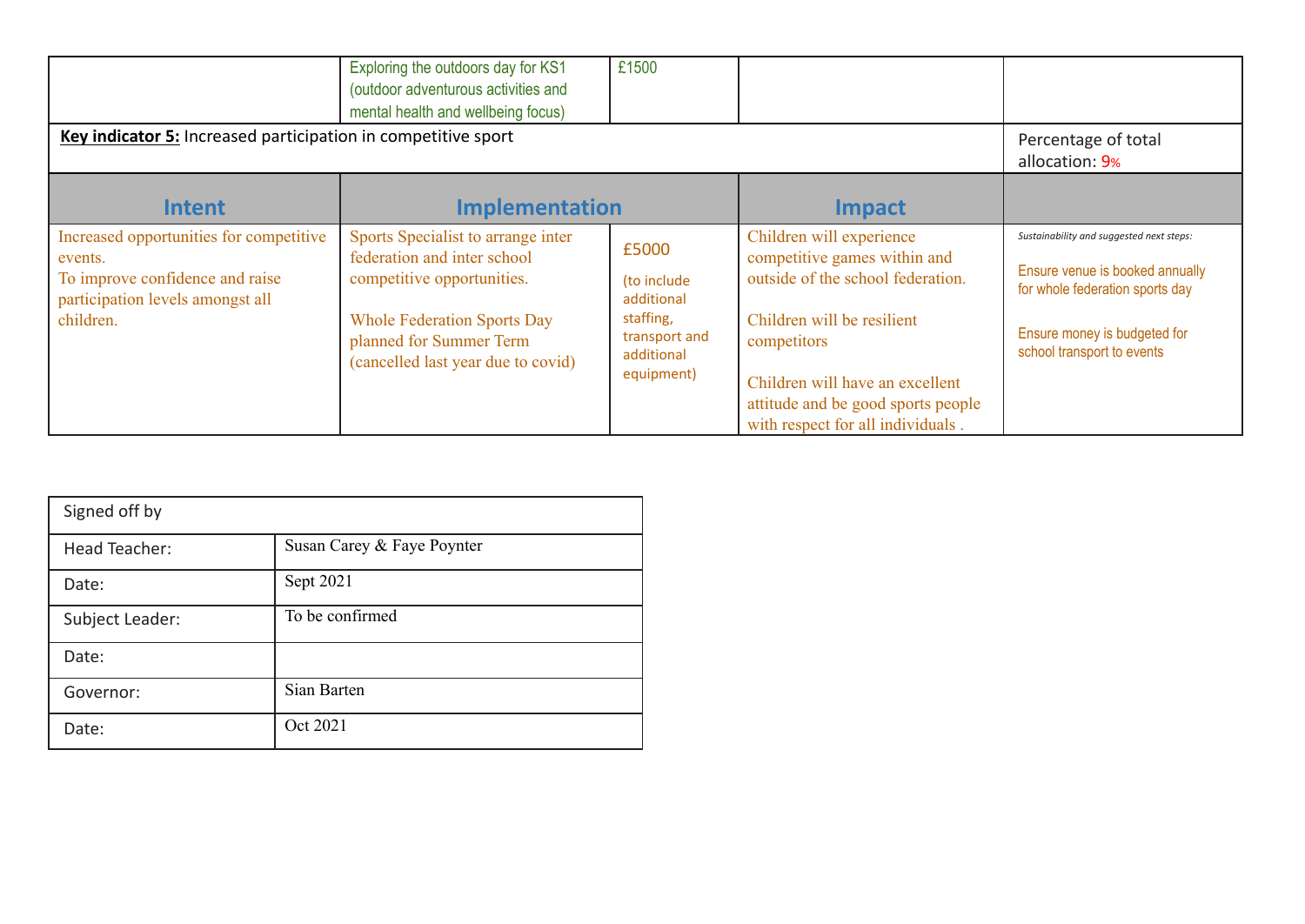| | | | | |
|---|---|---|---|---|
| | Exploring the outdoors day for KS1 (outdoor adventurous activities and mental health and wellbeing focus) | £1500 | | |
| **Key indicator 5:** Increased participation in competitive sport | | | | Percentage of total allocation: 9% |
| **Intent** | **Implementation** | | **Impact** | |
| Increased opportunities for competitive events.<br>To improve confidence and raise participation levels amongst all children. | Sports Specialist to arrange inter federation and inter school competitive opportunities.<br><br>Whole Federation Sports Day planned for Summer Term (cancelled last year due to covid) | £5000<br><br>(to include additional staffing, transport and additional equipment) | Children will experience competitive games within and outside of the school federation.<br><br>Children will be resilient competitors<br><br>Children will have an excellent attitude and be good sports people with respect for all individuals . | *Sustainability and suggested next steps:*<br><br>Ensure venue is booked annually for whole federation sports day<br><br>Ensure money is budgeted for school transport to events |

| Signed off by | |
|---|---|
| Head Teacher: | Susan Carey & Faye Poynter |
| Date: | Sept 2021 |
| Subject Leader: | To be confirmed |
| Date: | |
| Governor: | Sian Barten |
| Date: | Oct 2021 |